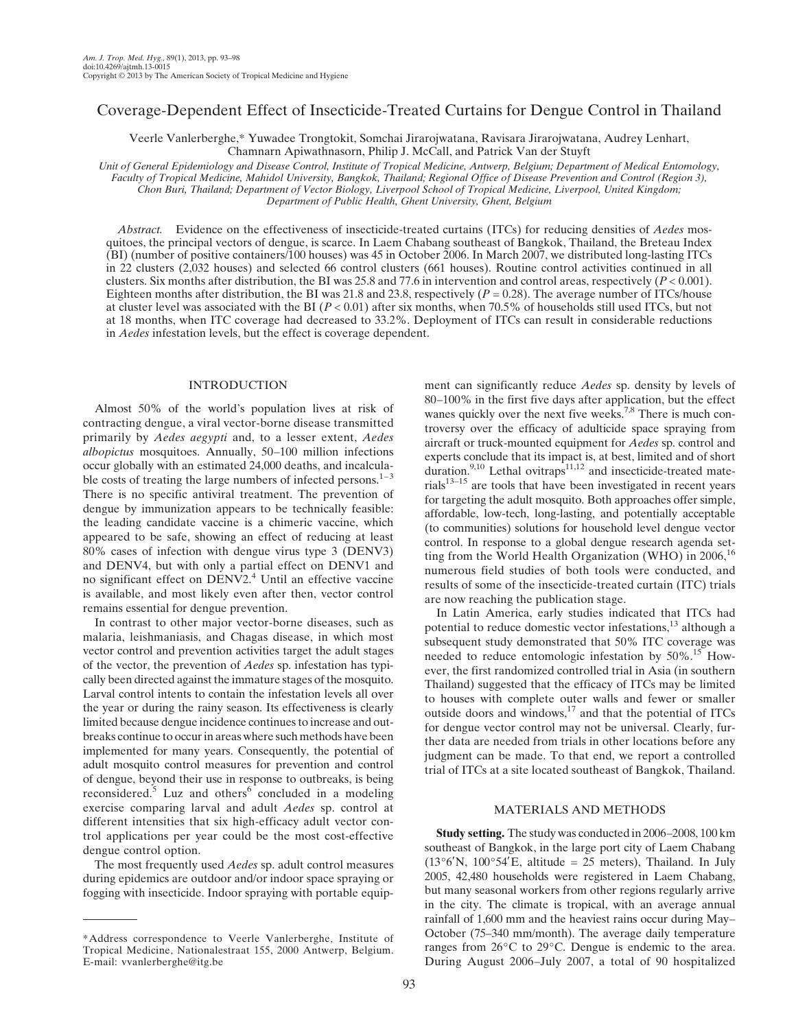# Coverage-Dependent Effect of Insecticide-Treated Curtains for Dengue Control in Thailand

Veerle Vanlerberghe,* Yuwadee Trongtokit, Somchai Jirarojwatana, Ravisara Jirarojwatana, Audrey Lenhart, Chamnarn Apiwathnasorn, Philip J. McCall, and Patrick Van der Stuyft

*Unit of General Epidemiology and Disease Control, Institute of Tropical Medicine, Antwerp, Belgium; Department of Medical Entomology, Faculty of Tropical Medicine, Mahidol University, Bangkok, Thailand; Regional Office of Disease Prevention and Control (Region 3), Chon Buri, Thailand; Department of Vector Biology, Liverpool School of Tropical Medicine, Liverpool, United Kingdom; Department of Public Health, Ghent University, Ghent, Belgium*

*Abstract.* Evidence on the effectiveness of insecticide-treated curtains (ITCs) for reducing densities of *Aedes* mosquitoes, the principal vectors of dengue, is scarce. In Laem Chabang southeast of Bangkok, Thailand, the Breteau Index (BI) (number of positive containers/100 houses) was 45 in October 2006. In March 2007, we distributed long-lasting ITCs in 22 clusters (2,032 houses) and selected 66 control clusters (661 houses). Routine control activities continued in all clusters. Six months after distribution, the BI was 25.8 and 77.6 in intervention and control areas, respectively ($P < 0.001$). Eighteen months after distribution, the BI was 21.8 and 23.8, respectively ($P = 0.28$). The average number of ITCs/house at cluster level was associated with the BI ($P < 0.01$) after six months, when 70.5% of households still used ITCs, but not at 18 months, when ITC coverage had decreased to 33.2%. Deployment of ITCs can result in considerable reductions in *Aedes* infestation levels, but the effect is coverage dependent.

## INTRODUCTION

Almost 50% of the world's population lives at risk of contracting dengue, a viral vector-borne disease transmitted primarily by *Aedes aegypti* and, to a lesser extent, *Aedes albopictus* mosquitoes. Annually, 50–100 million infections occur globally with an estimated 24,000 deaths, and incalculable costs of treating the large numbers of infected persons.[1–3] There is no specific antiviral treatment. The prevention of dengue by immunization appears to be technically feasible: the leading candidate vaccine is a chimeric vaccine, which appeared to be safe, showing an effect of reducing at least 80% cases of infection with dengue virus type 3 (DENV3) and DENV4, but with only a partial effect on DENV1 and no significant effect on DENV2.[4] Until an effective vaccine is available, and most likely even after then, vector control remains essential for dengue prevention.

In contrast to other major vector-borne diseases, such as malaria, leishmaniasis, and Chagas disease, in which most vector control and prevention activities target the adult stages of the vector, the prevention of *Aedes* sp. infestation has typically been directed against the immature stages of the mosquito. Larval control intents to contain the infestation levels all over the year or during the rainy season. Its effectiveness is clearly limited because dengue incidence continues to increase and outbreaks continue to occur in areas where such methods have been implemented for many years. Consequently, the potential of adult mosquito control measures for prevention and control of dengue, beyond their use in response to outbreaks, is being reconsidered.[5] Luz and others[6] concluded in a modeling exercise comparing larval and adult *Aedes* sp. control at different intensities that six high-efficacy adult vector control applications per year could be the most cost-effective dengue control option.

The most frequently used *Aedes* sp. adult control measures during epidemics are outdoor and/or indoor space spraying or fogging with insecticide. Indoor spraying with portable equipment can significantly reduce *Aedes* sp. density by levels of 80–100% in the first five days after application, but the effect wanes quickly over the next five weeks.[7,8] There is much controversy over the efficacy of adulticide space spraying from aircraft or truck-mounted equipment for *Aedes* sp. control and experts conclude that its impact is, at best, limited and of short duration.[9,10] Lethal ovitraps[11,12] and insecticide-treated materials[13–15] are tools that have been investigated in recent years for targeting the adult mosquito. Both approaches offer simple, affordable, low-tech, long-lasting, and potentially acceptable (to communities) solutions for household level dengue vector control. In response to a global dengue research agenda setting from the World Health Organization (WHO) in 2006,[16] numerous field studies of both tools were conducted, and results of some of the insecticide-treated curtain (ITC) trials are now reaching the publication stage.

In Latin America, early studies indicated that ITCs had potential to reduce domestic vector infestations,[13] although a subsequent study demonstrated that 50% ITC coverage was needed to reduce entomologic infestation by 50%.[15] However, the first randomized controlled trial in Asia (in southern Thailand) suggested that the efficacy of ITCs may be limited to houses with complete outer walls and fewer or smaller outside doors and windows,[17] and that the potential of ITCs for dengue vector control may not be universal. Clearly, further data are needed from trials in other locations before any judgment can be made. To that end, we report a controlled trial of ITCs at a site located southeast of Bangkok, Thailand.

## MATERIALS AND METHODS

**Study setting.** The study was conducted in 2006–2008, 100 km southeast of Bangkok, in the large port city of Laem Chabang (13°6′N, 100°54′E, altitude = 25 meters), Thailand. In July 2005, 42,480 households were registered in Laem Chabang, but many seasonal workers from other regions regularly arrive in the city. The climate is tropical, with an average annual rainfall of 1,600 mm and the heaviest rains occur during May–October (75–340 mm/month). The average daily temperature ranges from 26°C to 29°C. Dengue is endemic to the area. During August 2006–July 2007, a total of 90 hospitalized

*Address correspondence to Veerle Vanlerberghe, Institute of Tropical Medicine, Nationalestraat 155, 2000 Antwerp, Belgium. E-mail: vvanlerberghe@itg.be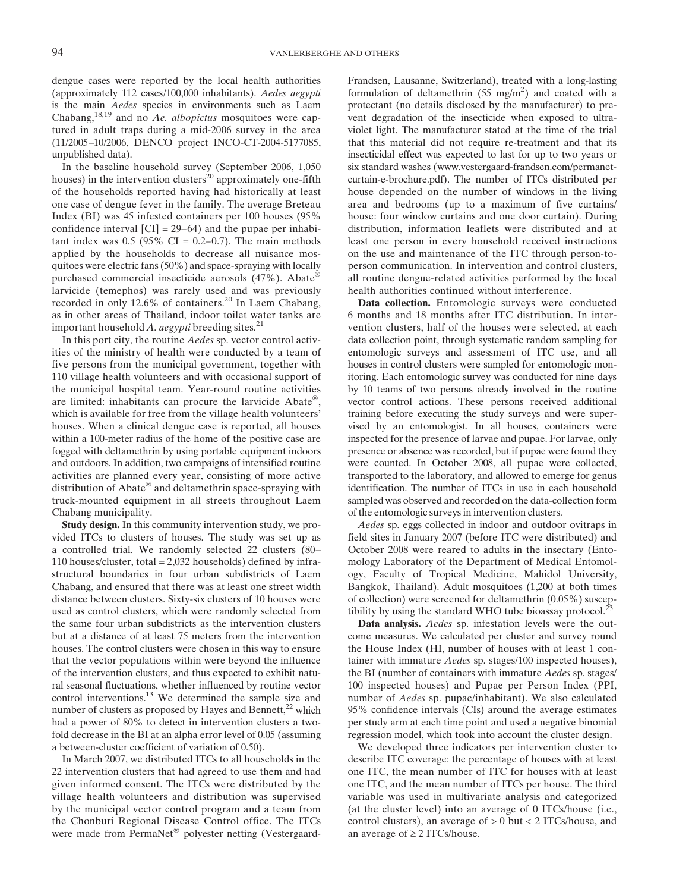dengue cases were reported by the local health authorities (approximately 112 cases/100,000 inhabitants). *Aedes aegypti* is the main *Aedes* species in environments such as Laem Chabang,[18,19] and no *Ae. albopictus* mosquitoes were captured in adult traps during a mid-2006 survey in the area (11/2005–10/2006, DENCO project INCO-CT-2004-5177085, unpublished data).

In the baseline household survey (September 2006, 1,050 houses) in the intervention clusters[20] approximately one-fifth of the households reported having had historically at least one case of dengue fever in the family. The average Breteau Index (BI) was 45 infested containers per 100 houses (95% confidence interval [CI] = 29–64) and the pupae per inhabitant index was 0.5 (95% CI = 0.2–0.7). The main methods applied by the households to decrease all nuisance mosquitoes were electric fans (50%) and space-spraying with locally purchased commercial insecticide aerosols (47%). Abate® larvicide (temephos) was rarely used and was previously recorded in only 12.6% of containers.[20] In Laem Chabang, as in other areas of Thailand, indoor toilet water tanks are important household *A. aegypti* breeding sites.[21]

In this port city, the routine *Aedes* sp. vector control activities of the ministry of health were conducted by a team of five persons from the municipal government, together with 110 village health volunteers and with occasional support of the municipal hospital team. Year-round routine activities are limited: inhabitants can procure the larvicide Abate®, which is available for free from the village health volunteers' houses. When a clinical dengue case is reported, all houses within a 100-meter radius of the home of the positive case are fogged with deltamethrin by using portable equipment indoors and outdoors. In addition, two campaigns of intensified routine activities are planned every year, consisting of more active distribution of Abate® and deltamethrin space-spraying with truck-mounted equipment in all streets throughout Laem Chabang municipality.

**Study design.** In this community intervention study, we provided ITCs to clusters of houses. The study was set up as a controlled trial. We randomly selected 22 clusters (80–110 houses/cluster, total = 2,032 households) defined by infrastructural boundaries in four urban subdistricts of Laem Chabang, and ensured that there was at least one street width distance between clusters. Sixty-six clusters of 10 houses were used as control clusters, which were randomly selected from the same four urban subdistricts as the intervention clusters but at a distance of at least 75 meters from the intervention houses. The control clusters were chosen in this way to ensure that the vector populations within were beyond the influence of the intervention clusters, and thus expected to exhibit natural seasonal fluctuations, whether influenced by routine vector control interventions.[13] We determined the sample size and number of clusters as proposed by Hayes and Bennett,[22] which had a power of 80% to detect in intervention clusters a twofold decrease in the BI at an alpha error level of 0.05 (assuming a between-cluster coefficient of variation of 0.50).

In March 2007, we distributed ITCs to all households in the 22 intervention clusters that had agreed to use them and had given informed consent. The ITCs were distributed by the village health volunteers and distribution was supervised by the municipal vector control program and a team from the Chonburi Regional Disease Control office. The ITCs were made from PermaNet® polyester netting (Vestergaard-Frandsen, Lausanne, Switzerland), treated with a long-lasting formulation of deltamethrin (55 mg/m$^2$) and coated with a protectant (no details disclosed by the manufacturer) to prevent degradation of the insecticide when exposed to ultraviolet light. The manufacturer stated at the time of the trial that this material did not require re-treatment and that its insecticidal effect was expected to last for up to two years or six standard washes (www.vestergaard-frandsen.com/permanet-curtain-e-brochure.pdf). The number of ITCs distributed per house depended on the number of windows in the living area and bedrooms (up to a maximum of five curtains/house: four window curtains and one door curtain). During distribution, information leaflets were distributed and at least one person in every household received instructions on the use and maintenance of the ITC through person-to-person communication. In intervention and control clusters, all routine dengue-related activities performed by the local health authorities continued without interference.

**Data collection.** Entomologic surveys were conducted 6 months and 18 months after ITC distribution. In intervention clusters, half of the houses were selected, at each data collection point, through systematic random sampling for entomologic surveys and assessment of ITC use, and all houses in control clusters were sampled for entomologic monitoring. Each entomologic survey was conducted for nine days by 10 teams of two persons already involved in the routine vector control actions. These persons received additional training before executing the study surveys and were supervised by an entomologist. In all houses, containers were inspected for the presence of larvae and pupae. For larvae, only presence or absence was recorded, but if pupae were found they were counted. In October 2008, all pupae were collected, transported to the laboratory, and allowed to emerge for genus identification. The number of ITCs in use in each household sampled was observed and recorded on the data-collection form of the entomologic surveys in intervention clusters.

*Aedes* sp. eggs collected in indoor and outdoor ovitraps in field sites in January 2007 (before ITC were distributed) and October 2008 were reared to adults in the insectary (Entomology Laboratory of the Department of Medical Entomology, Faculty of Tropical Medicine, Mahidol University, Bangkok, Thailand). Adult mosquitoes (1,200 at both times of collection) were screened for deltamethrin (0.05%) susceptibility by using the standard WHO tube bioassay protocol.[23]

**Data analysis.** *Aedes* sp. infestation levels were the outcome measures. We calculated per cluster and survey round the House Index (HI, number of houses with at least 1 container with immature *Aedes* sp. stages/100 inspected houses), the BI (number of containers with immature *Aedes* sp. stages/100 inspected houses) and Pupae per Person Index (PPI, number of *Aedes* sp. pupae/inhabitant). We also calculated 95% confidence intervals (CIs) around the average estimates per study arm at each time point and used a negative binomial regression model, which took into account the cluster design.

We developed three indicators per intervention cluster to describe ITC coverage: the percentage of houses with at least one ITC, the mean number of ITC for houses with at least one ITC, and the mean number of ITCs per house. The third variable was used in multivariate analysis and categorized (at the cluster level) into an average of 0 ITCs/house (i.e., control clusters), an average of > 0 but < 2 ITCs/house, and an average of ≥ 2 ITCs/house.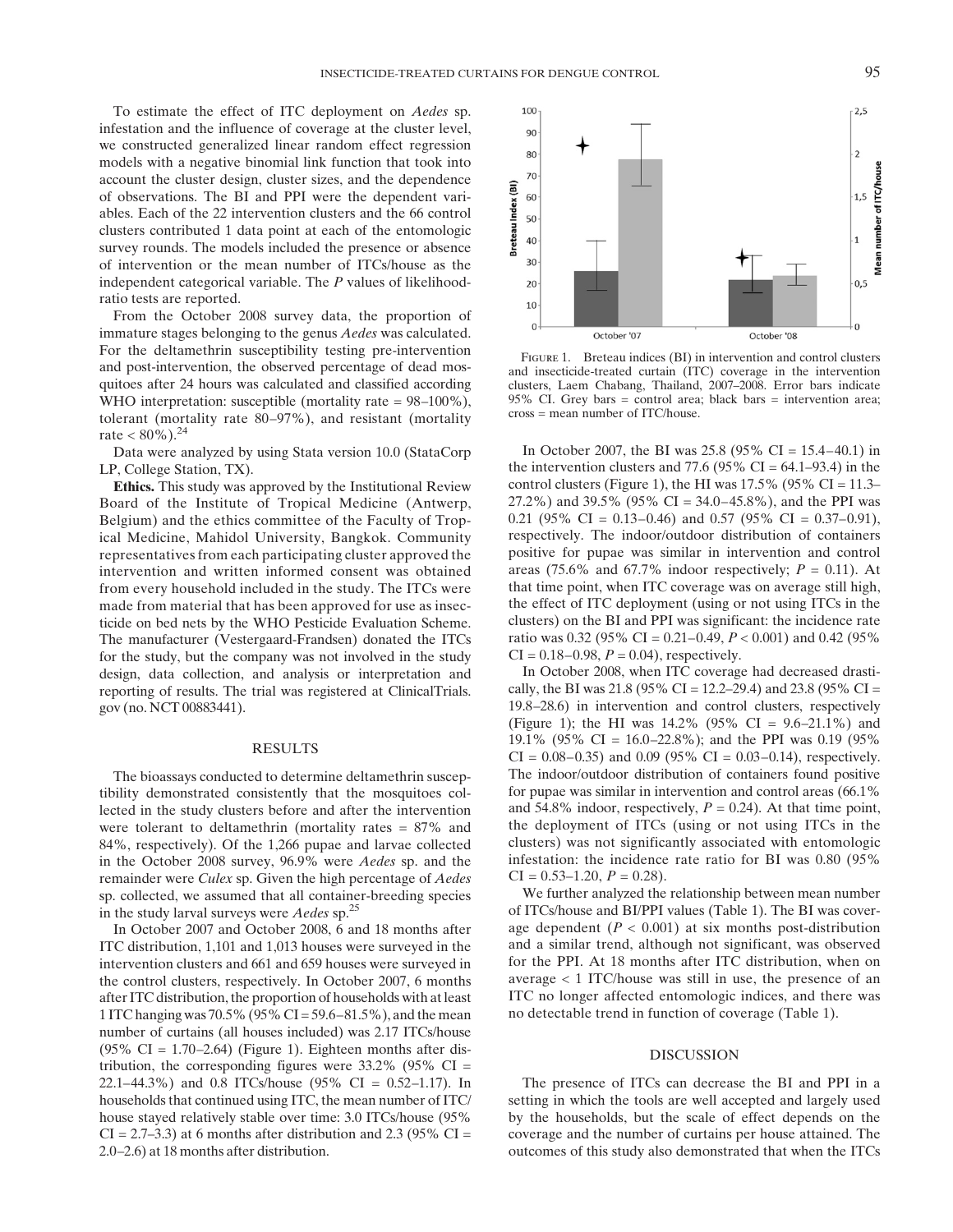To estimate the effect of ITC deployment on *Aedes* sp. infestation and the influence of coverage at the cluster level, we constructed generalized linear random effect regression models with a negative binomial link function that took into account the cluster design, cluster sizes, and the dependence of observations. The BI and PPI were the dependent variables. Each of the 22 intervention clusters and the 66 control clusters contributed 1 data point at each of the entomologic survey rounds. The models included the presence or absence of intervention or the mean number of ITCs/house as the independent categorical variable. The *P* values of likelihood-ratio tests are reported.

From the October 2008 survey data, the proportion of immature stages belonging to the genus *Aedes* was calculated. For the deltamethrin susceptibility testing pre-intervention and post-intervention, the observed percentage of dead mosquitoes after 24 hours was calculated and classified according WHO interpretation: susceptible (mortality rate = 98–100%), tolerant (mortality rate 80–97%), and resistant (mortality rate < 80%).[24]

Data were analyzed by using Stata version 10.0 (StataCorp LP, College Station, TX).

**Ethics.** This study was approved by the Institutional Review Board of the Institute of Tropical Medicine (Antwerp, Belgium) and the ethics committee of the Faculty of Tropical Medicine, Mahidol University, Bangkok. Community representatives from each participating cluster approved the intervention and written informed consent was obtained from every household included in the study. The ITCs were made from material that has been approved for use as insecticide on bed nets by the WHO Pesticide Evaluation Scheme. The manufacturer (Vestergaard-Frandsen) donated the ITCs for the study, but the company was not involved in the study design, data collection, and analysis or interpretation and reporting of results. The trial was registered at ClinicalTrials.gov (no. NCT 00883441).

## RESULTS

The bioassays conducted to determine deltamethrin susceptibility demonstrated consistently that the mosquitoes collected in the study clusters before and after the intervention were tolerant to deltamethrin (mortality rates = 87% and 84%, respectively). Of the 1,266 pupae and larvae collected in the October 2008 survey, 96.9% were *Aedes* sp. and the remainder were *Culex* sp. Given the high percentage of *Aedes* sp. collected, we assumed that all container-breeding species in the study larval surveys were *Aedes* sp.[25]

In October 2007 and October 2008, 6 and 18 months after ITC distribution, 1,101 and 1,013 houses were surveyed in the intervention clusters and 661 and 659 houses were surveyed in the control clusters, respectively. In October 2007, 6 months after ITC distribution, the proportion of households with at least 1 ITC hanging was 70.5% (95% CI = 59.6–81.5%), and the mean number of curtains (all houses included) was 2.17 ITCs/house (95% CI = 1.70–2.64) (Figure 1). Eighteen months after distribution, the corresponding figures were 33.2% (95% CI = 22.1–44.3%) and 0.8 ITCs/house (95% CI = 0.52–1.17). In households that continued using ITC, the mean number of ITC/house stayed relatively stable over time: 3.0 ITCs/house (95% CI = 2.7–3.3) at 6 months after distribution and 2.3 (95% CI = 2.0–2.6) at 18 months after distribution.

FIGURE 1. Breteau indices (BI) in intervention and control clusters and insecticide-treated curtain (ITC) coverage in the intervention clusters, Laem Chabang, Thailand, 2007–2008. Error bars indicate 95% CI. Grey bars = control area; black bars = intervention area; cross = mean number of ITC/house.

In October 2007, the BI was 25.8 (95% CI = 15.4–40.1) in the intervention clusters and 77.6 (95% CI = 64.1–93.4) in the control clusters (Figure 1), the HI was 17.5% (95% CI = 11.3–27.2%) and 39.5% (95% CI = 34.0–45.8%), and the PPI was 0.21 (95% CI = 0.13–0.46) and 0.57 (95% CI = 0.37–0.91), respectively. The indoor/outdoor distribution of containers positive for pupae was similar in intervention and control areas (75.6% and 67.7% indoor respectively; $P = 0.11$). At that time point, when ITC coverage was on average still high, the effect of ITC deployment (using or not using ITCs in the clusters) on the BI and PPI was significant: the incidence rate ratio was 0.32 (95% CI = 0.21–0.49, $P < 0.001$) and 0.42 (95% CI = 0.18–0.98, $P = 0.04$), respectively.

In October 2008, when ITC coverage had decreased drastically, the BI was 21.8 (95% CI = 12.2–29.4) and 23.8 (95% CI = 19.8–28.6) in intervention and control clusters, respectively (Figure 1); the HI was 14.2% (95% CI = 9.6–21.1%) and 19.1% (95% CI = 16.0–22.8%); and the PPI was 0.19 (95% CI = 0.08–0.35) and 0.09 (95% CI = 0.03–0.14), respectively. The indoor/outdoor distribution of containers found positive for pupae was similar in intervention and control areas (66.1% and 54.8% indoor, respectively, $P = 0.24$). At that time point, the deployment of ITCs (using or not using ITCs in the clusters) was not significantly associated with entomologic infestation: the incidence rate ratio for BI was 0.80 (95% CI = 0.53–1.20, $P = 0.28$).

We further analyzed the relationship between mean number of ITCs/house and BI/PPI values (Table 1). The BI was coverage dependent ($P < 0.001$) at six months post-distribution and a similar trend, although not significant, was observed for the PPI. At 18 months after ITC distribution, when on average < 1 ITC/house was still in use, the presence of an ITC no longer affected entomologic indices, and there was no detectable trend in function of coverage (Table 1).

## DISCUSSION

The presence of ITCs can decrease the BI and PPI in a setting in which the tools are well accepted and largely used by the households, but the scale of effect depends on the coverage and the number of curtains per house attained. The outcomes of this study also demonstrated that when the ITCs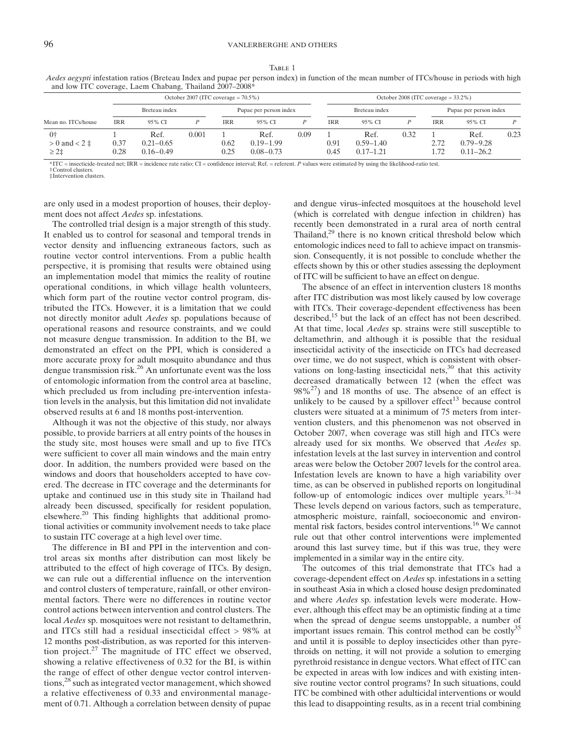Table 1

*Aedes aegypti* infestation ratios (Breteau Index and pupae per person index) in function of the mean number of ITCs/house in periods with high and low ITC coverage, Laem Chabang, Thailand 2007–2008*

| | October 2007 (ITC coverage = 70.5%) | | | | | | October 2008 (ITC coverage = 33.2%) | | | | | |
|---|---|---|---|---|---|---|---|---|---|---|---|---|
| | Breteau index | | | Pupae per person index | | | Breteau index | | | Pupae per person index | | |
| Mean no. ITCs/house | IRR | 95% CI | *P* | IRR | 95% CI | *P* | IRR | 95% CI | *P* | IRR | 95% CI | *P* |
| 0† | 1 | Ref. | 0.001 | 1 | Ref. | 0.09 | 1 | Ref. | 0.32 | 1 | Ref. | 0.23 |
| > 0 and < 2 ‡ | 0.37 | 0.21–0.65 | | 0.62 | 0.19–1.99 | | 0.91 | 0.59–1.40 | | 2.72 | 0.79–9.28 | |
| ≥ 2‡ | 0.28 | 0.16–0.49 | | 0.25 | 0.08–0.73 | | 0.45 | 0.17–1.21 | | 1.72 | 0.11–26.2 | |

*ITC = insecticide-treated net; IRR = incidence rate ratio; CI = confidence interval; Ref. = referent. *P* values were estimated by using the likelihood-ratio test.
†Control clusters.
‡Intervention clusters.

are only used in a modest proportion of houses, their deployment does not affect *Aedes* sp. infestations.

The controlled trial design is a major strength of this study. It enabled us to control for seasonal and temporal trends in vector density and influencing extraneous factors, such as routine vector control interventions. From a public health perspective, it is promising that results were obtained using an implementation model that mimics the reality of routine operational conditions, in which village health volunteers, which form part of the routine vector control program, distributed the ITCs. However, it is a limitation that we could not directly monitor adult *Aedes* sp. populations because of operational reasons and resource constraints, and we could not measure dengue transmission. In addition to the BI, we demonstrated an effect on the PPI, which is considered a more accurate proxy for adult mosquito abundance and thus dengue transmission risk.[26] An unfortunate event was the loss of entomologic information from the control area at baseline, which precluded us from including pre-intervention infestation levels in the analysis, but this limitation did not invalidate observed results at 6 and 18 months post-intervention.

Although it was not the objective of this study, nor always possible, to provide barriers at all entry points of the houses in the study site, most houses were small and up to five ITCs were sufficient to cover all main windows and the main entry door. In addition, the numbers provided were based on the windows and doors that householders accepted to have covered. The decrease in ITC coverage and the determinants for uptake and continued use in this study site in Thailand had already been discussed, specifically for resident population, elsewhere.[20] This finding highlights that additional promotional activities or community involvement needs to take place to sustain ITC coverage at a high level over time.

The difference in BI and PPI in the intervention and control areas six months after distribution can most likely be attributed to the effect of high coverage of ITCs. By design, we can rule out a differential influence on the intervention and control clusters of temperature, rainfall, or other environmental factors. There were no differences in routine vector control actions between intervention and control clusters. The local *Aedes* sp. mosquitoes were not resistant to deltamethrin, and ITCs still had a residual insecticidal effect > 98% at 12 months post-distribution, as was reported for this intervention project.[27] The magnitude of ITC effect we observed, showing a relative effectiveness of 0.32 for the BI, is within the range of effect of other dengue vector control interventions,[28] such as integrated vector management, which showed a relative effectiveness of 0.33 and environmental management of 0.71. Although a correlation between density of pupae and dengue virus–infected mosquitoes at the household level (which is correlated with dengue infection in children) has recently been demonstrated in a rural area of north central Thailand,[29] there is no known critical threshold below which entomologic indices need to fall to achieve impact on transmission. Consequently, it is not possible to conclude whether the effects shown by this or other studies assessing the deployment of ITC will be sufficient to have an effect on dengue.

The absence of an effect in intervention clusters 18 months after ITC distribution was most likely caused by low coverage with ITCs. Their coverage-dependent effectiveness has been described,[15] but the lack of an effect has not been described. At that time, local *Aedes* sp. strains were still susceptible to deltamethrin, and although it is possible that the residual insecticidal activity of the insecticide on ITCs had decreased over time, we do not suspect, which is consistent with observations on long-lasting insecticidal nets,[30] that this activity decreased dramatically between 12 (when the effect was 98%[27]) and 18 months of use. The absence of an effect is unlikely to be caused by a spillover effect[13] because control clusters were situated at a minimum of 75 meters from intervention clusters, and this phenomenon was not observed in October 2007, when coverage was still high and ITCs were already used for six months. We observed that *Aedes* sp. infestation levels at the last survey in intervention and control areas were below the October 2007 levels for the control area. Infestation levels are known to have a high variability over time, as can be observed in published reports on longitudinal follow-up of entomologic indices over multiple years.[31–34] These levels depend on various factors, such as temperature, atmospheric moisture, rainfall, socioeconomic and environmental risk factors, besides control interventions.[16] We cannot rule out that other control interventions were implemented around this last survey time, but if this was true, they were implemented in a similar way in the entire city.

The outcomes of this trial demonstrate that ITCs had a coverage-dependent effect on *Aedes* sp. infestations in a setting in southeast Asia in which a closed house design predominated and where *Aedes* sp. infestation levels were moderate. However, although this effect may be an optimistic finding at a time when the spread of dengue seems unstoppable, a number of important issues remain. This control method can be costly[35] and until it is possible to deploy insecticides other than pyrethroids on netting, it will not provide a solution to emerging pyrethroid resistance in dengue vectors. What effect of ITC can be expected in areas with low indices and with existing intensive routine vector control programs? In such situations, could ITC be combined with other adulticidal interventions or would this lead to disappointing results, as in a recent trial combining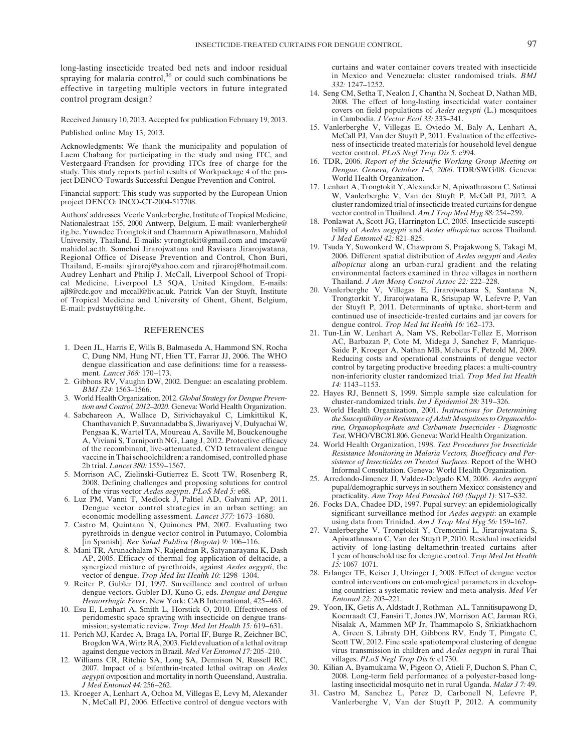long-lasting insecticide treated bed nets and indoor residual spraying for malaria control,[36] or could such combinations be effective in targeting multiple vectors in future integrated control program design?

Received January 10, 2013. Accepted for publication February 19, 2013.

Published online May 13, 2013.

Acknowledgments: We thank the municipality and population of Laem Chabang for participating in the study and using ITC, and Vestergaard-Frandsen for providing ITCs free of charge for the study. This study reports partial results of Workpackage 4 of the project DENCO-Towards Successful Dengue Prevention and Control.

Financial support: This study was supported by the European Union project DENCO: INCO-CT-2004-517708.

Authors' addresses: Veerle Vanlerberghe, Institute of Tropical Medicine, Nationalestraat 155, 2000 Antwerp, Belgium, E-mail: vvanlerberghe@itg.be. Yuwadee Trongtokit and Chamnarn Apiwathnasorn, Mahidol University, Thailand, E-mails: ytrongtokit@gmail.com and tmcaw@mahidol.ac.th. Somchai Jirarojwatana and Ravisara Jirarojwatana, Regional Office of Disease Prevention and Control, Chon Buri, Thailand, E-mails: sjiraroj@yahoo.com and rjiraroj@hotmail.com. Audrey Lenhart and Philip J. McCall, Liverpool School of Tropical Medicine, Liverpool L3 5QA, United Kingdom, E-mails: ajl8@cdc.gov and mccall@liv.ac.uk. Patrick Van der Stuyft, Institute of Tropical Medicine and University of Ghent, Ghent, Belgium, E-mail: pvdstuyft@itg.be.

## REFERENCES

1. Deen JL, Harris E, Wills B, Balmaseda A, Hammond SN, Rocha C, Dung NM, Hung NT, Hien TT, Farrar JJ, 2006. The WHO dengue classification and case definitions: time for a reassessment. *Lancet 368:* 170–173.
2. Gibbons RV, Vaughn DW, 2002. Dengue: an escalating problem. *BMJ 324:* 1563–1566.
3. World Health Organization. 2012. *Global Strategy for Dengue Prevention and Control, 2012–2020*. Geneva: World Health Organization.
4. Sabchareon A, Wallace D, Sirivichayakul C, Limkittikul K, Chanthavanich P, Suvannadabba S, Jiwariyavej V, Dulyachai W, Pengsaa K, Wartel TA, Moureau A, Saville M, Bouckenooghe A, Viviani S, Tornieporth NG, Lang J, 2012. Protective efficacy of the recombinant, live-attenuated, CYD tetravalent dengue vaccine in Thai schoolchildren: a randomised, controlled phase 2b trial. *Lancet 380:* 1559–1567.
5. Morrison AC, Zielinski-Gutierrez E, Scott TW, Rosenberg R, 2008. Defining challenges and proposing solutions for control of the virus vector *Aedes aegypti*. *PLoS Med 5:* e68.
6. Luz PM, Vanni T, Medlock J, Paltiel AD, Galvani AP, 2011. Dengue vector control strategies in an urban setting: an economic modelling assessment. *Lancet 377:* 1673–1680.
7. Castro M, Quintana N, Quinones PM, 2007. Evaluating two pyrethroids in dengue vector control in Putumayo, Colombia [in Spanish]. *Rev Salud Publica (Bogota) 9:* 106–116.
8. Mani TR, Arunachalam N, Rajendran R, Satyanarayana K, Dash AP, 2005. Efficacy of thermal fog application of deltacide, a synergized mixture of pyrethroids, against *Aedes aegypti*, the vector of dengue. *Trop Med Int Health 10:* 1298–1304.
9. Reiter P, Gubler DJ, 1997. Surveillance and control of urban dengue vectors. Gubler DJ, Kuno G, eds. *Dengue and Dengue Hemorrhagic Fever*. New York: CAB International, 425–463.
10. Esu E, Lenhart A, Smith L, Horstick O, 2010. Effectiveness of peridomestic space spraying with insecticide on dengue transmission; systematic review. *Trop Med Int Health 15:* 619–631.
11. Perich MJ, Kardec A, Braga IA, Portal IF, Burge R, Zeichner BC, Brogdon WA, Wirtz RA, 2003. Field evaluation of a lethal ovitrap against dengue vectors in Brazil. *Med Vet Entomol 17:* 205–210.
12. Williams CR, Ritchie SA, Long SA, Dennison N, Russell RC, 2007. Impact of a bifenthrin-treated lethal ovitrap on *Aedes aegypti* oviposition and mortality in north Queensland, Australia. *J Med Entomol 44:* 256–262.
13. Kroeger A, Lenhart A, Ochoa M, Villegas E, Levy M, Alexander N, McCall PJ, 2006. Effective control of dengue vectors with curtains and water container covers treated with insecticide in Mexico and Venezuela: cluster randomised trials. *BMJ 332:* 1247–1252.
14. Seng CM, Setha T, Nealon J, Chantha N, Socheat D, Nathan MB, 2008. The effect of long-lasting insecticidal water container covers on field populations of *Aedes aegypti* (L.) mosquitoes in Cambodia. *J Vector Ecol 33:* 333–341.
15. Vanlerberghe V, Villegas E, Oviedo M, Baly A, Lenhart A, McCall PJ, Van der Stuyft P, 2011. Evaluation of the effectiveness of insecticide treated materials for household level dengue vector control. *PLoS Negl Trop Dis 5:* e994.
16. TDR, 2006. *Report of the Scientific Working Group Meeting on Dengue. Geneva, October 1–5, 2006*. TDR/SWG/08. Geneva: World Health Organization.
17. Lenhart A, Trongtokit Y, Alexander N, Apiwathnasorn C, Satimai W, Vanlerberghe V, Van der Stuyft P, McCall PJ, 2012. A cluster randomized trial of insecticide treated curtains for dengue vector control in Thailand. *Am J Trop Med Hyg 88:* 254–259.
18. Ponlawat A, Scott JG, Harrington LC, 2005. Insecticide susceptibility of *Aedes aegypti* and *Aedes albopictus* across Thailand. *J Med Entomol 42:* 821–825.
19. Tsuda Y, Suwonkerd W, Chawprom S, Prajakwong S, Takagi M, 2006. Different spatial distribution of *Aedes aegypti* and *Aedes albopictus* along an urban-rural gradient and the relating environmental factors examined in three villages in northern Thailand. *J Am Mosq Control Assoc 22:* 222–228.
20. Vanlerberghe V, Villegas E, Jirarojwatana S, Santana N, Trongtorkit Y, Jirarojwatana R, Srisupap W, Lefevre P, Van der Stuyft P, 2011. Determinants of uptake, short-term and continued use of insecticide-treated curtains and jar covers for dengue control. *Trop Med Int Health 16:* 162–173.
21. Tun-Lin W, Lenhart A, Nam VS, Rebollar-Tellez E, Morrison AC, Barbazan P, Cote M, Midega J, Sanchez F, Manrique-Saide P, Kroeger A, Nathan MB, Meheus F, Petzold M, 2009. Reducing costs and operational constraints of dengue vector control by targeting productive breeding places: a multi-country non-inferiority cluster randomized trial. *Trop Med Int Health 14:* 1143–1153.
22. Hayes RJ, Bennett S, 1999. Simple sample size calculation for cluster-randomized trials. *Int J Epidemiol 28:* 319–326.
23. World Health Organization, 2001. *Instructions for Determining the Susceptibility or Resistance of Adult Mosquitoes to Organochlorine, Organophosphate and Carbamate Insecticides - Diagnostic Test*. WHO/VBC/81.806. Geneva: World Health Organization.
24. World Health Organization, 1998. *Test Procedures for Insecticide Resistance Monitoring in Malaria Vectors, Bioefficacy and Persistence of Insecticides on Treated Surfaces*. Report of the WHO Informal Consultation. Geneva: World Health Organization.
25. Arredondo-Jimenez JI, Valdez-Delgado KM, 2006. *Aedes aegypti* pupal/demographic surveys in southern Mexico: consistency and practicality. *Ann Trop Med Parasitol 100 (Suppl 1):* S17–S32.
26. Focks DA, Chadee DD, 1997. Pupal survey: an epidemiologically significant surveillance method for *Aedes aegypti*: an example using data from Trinidad. *Am J Trop Med Hyg 56:* 159–167.
27. Vanlerberghe V, Trongtokit Y, Cremonini L, Jirarojwatana S, Apiwathnasorn C, Van der Stuyft P, 2010. Residual insecticidal activity of long-lasting deltamethrin-treated curtains after 1 year of household use for dengue control. *Trop Med Int Health 15:* 1067–1071.
28. Erlanger TE, Keiser J, Utzinger J, 2008. Effect of dengue vector control interventions on entomological parameters in developing countries: a systematic review and meta-analysis. *Med Vet Entomol 22:* 203–221.
29. Yoon, IK, Getis A, Aldstadt J, Rothman AL, Tannitisupawong D, Koenraadt CJ, Fansiri T, Jones JW, Morrison AC, Jarman RG, Nisalak A, Mammen MP Jr, Thammapolo S, Srikiatkhachorn A, Green S, Libraty DH, Gibbons RV, Endy T, Pimgate C, Scott TW, 2012. Fine scale spatiotemporal clustering of dengue virus transmission in children and *Aedes aegypti* in rural Thai villages. *PLoS Negl Trop Dis 6:* e1730.
30. Kilian A, Byamukama W, Pigeon O, Atieli F, Duchon S, Phan C, 2008. Long-term field performance of a polyester-based long-lasting insecticidal mosquito net in rural Uganda. *Malar J 7:* 49.
31. Castro M, Sanchez L, Perez D, Carbonell N, Lefevre P, Vanlerberghe V, Van der Stuyft P, 2012. A community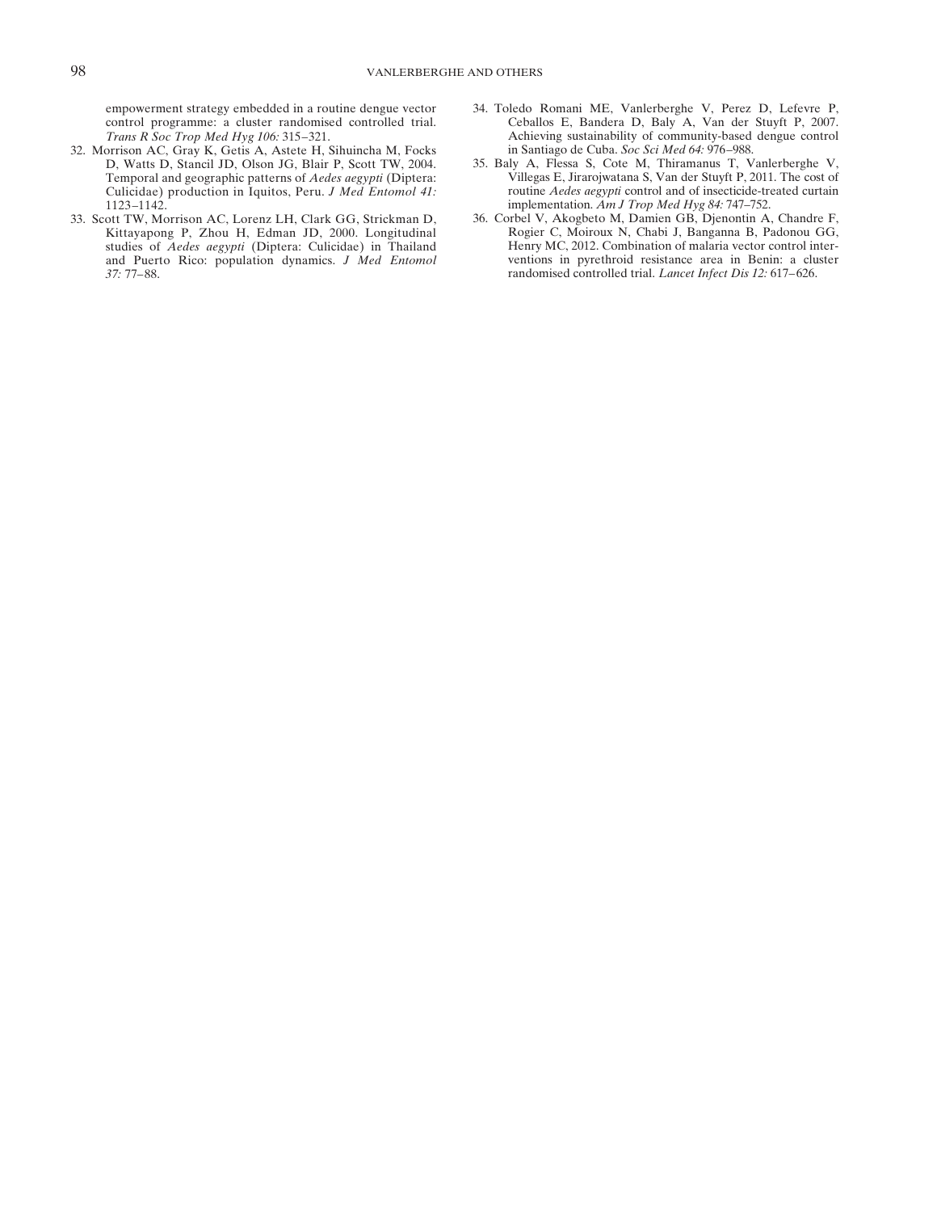empowerment strategy embedded in a routine dengue vector control programme: a cluster randomised controlled trial. *Trans R Soc Trop Med Hyg 106:* 315–321.

32. Morrison AC, Gray K, Getis A, Astete H, Sihuincha M, Focks D, Watts D, Stancil JD, Olson JG, Blair P, Scott TW, 2004. Temporal and geographic patterns of *Aedes aegypti* (Diptera: Culicidae) production in Iquitos, Peru. *J Med Entomol 41:* 1123–1142.
33. Scott TW, Morrison AC, Lorenz LH, Clark GG, Strickman D, Kittayapong P, Zhou H, Edman JD, 2000. Longitudinal studies of *Aedes aegypti* (Diptera: Culicidae) in Thailand and Puerto Rico: population dynamics. *J Med Entomol 37:* 77–88.
34. Toledo Romani ME, Vanlerberghe V, Perez D, Lefevre P, Ceballos E, Bandera D, Baly A, Van der Stuyft P, 2007. Achieving sustainability of community-based dengue control in Santiago de Cuba. *Soc Sci Med 64:* 976–988.
35. Baly A, Flessa S, Cote M, Thiramanus T, Vanlerberghe V, Villegas E, Jirarojwatana S, Van der Stuyft P, 2011. The cost of routine *Aedes aegypti* control and of insecticide-treated curtain implementation. *Am J Trop Med Hyg 84:* 747–752.
36. Corbel V, Akogbeto M, Damien GB, Djenontin A, Chandre F, Rogier C, Moiroux N, Chabi J, Banganna B, Padonou GG, Henry MC, 2012. Combination of malaria vector control interventions in pyrethroid resistance area in Benin: a cluster randomised controlled trial. *Lancet Infect Dis 12:* 617–626.